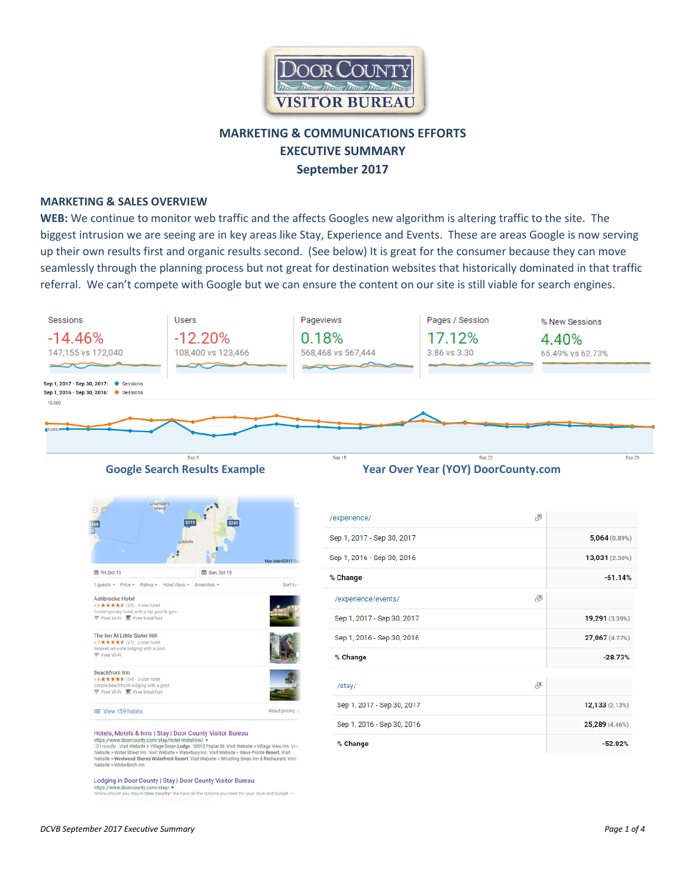# MARKETING & COMMUNICATIONS EFFORTS
## EXECUTIVE SUMMARY
## September 2017

### MARKETING & SALES OVERVIEW

**WEB:** We continue to monitor web traffic and the affects Googles new algorithm is altering traffic to the site. The biggest intrusion we are seeing are in key areas like Stay, Experience and Events. These are areas Google is now serving up their own results first and organic results second. (See below) It is great for the consumer because they can move seamlessly through the planning process but not great for destination websites that historically dominated in that traffic referral. We can't compete with Google but we can ensure the content on our site is still viable for search engines.

| Sessions | Users | Pageviews | Pages / Session | % New Sessions |
|---|---|---|---|---|
| -14.46% | -12.20% | 0.18% | 17.12% | 4.40% |
| 147,155 vs 172,040 | 108,400 vs 123,466 | 568,468 vs 567,444 | 3.86 vs 3.30 | 65.49% vs 62.73% |

Sep 1, 2017 - Sep 30, 2017: Sessions
Sep 1, 2016 - Sep 30, 2016: Sessions

**Google Search Results Example**

**Year Over Year (YOY) DoorCounty.com**

| /experience/ | |
|---|---|
| Sep 1, 2017 - Sep 30, 2017 | 5,064 (0.89%) |
| Sep 1, 2016 - Sep 30, 2016 | 13,031 (2.30%) |
| % Change | -61.14% |

| /experience/events/ | |
|---|---|
| Sep 1, 2017 - Sep 30, 2017 | 19,291 (3.39%) |
| Sep 1, 2016 - Sep 30, 2016 | 27,067 (4.77%) |
| % Change | -28.73% |

| /stay/ | |
|---|---|
| Sep 1, 2017 - Sep 30, 2017 | 12,133 (2.13%) |
| Sep 1, 2016 - Sep 30, 2016 | 25,289 (4.46%) |
| % Change | -52.02% |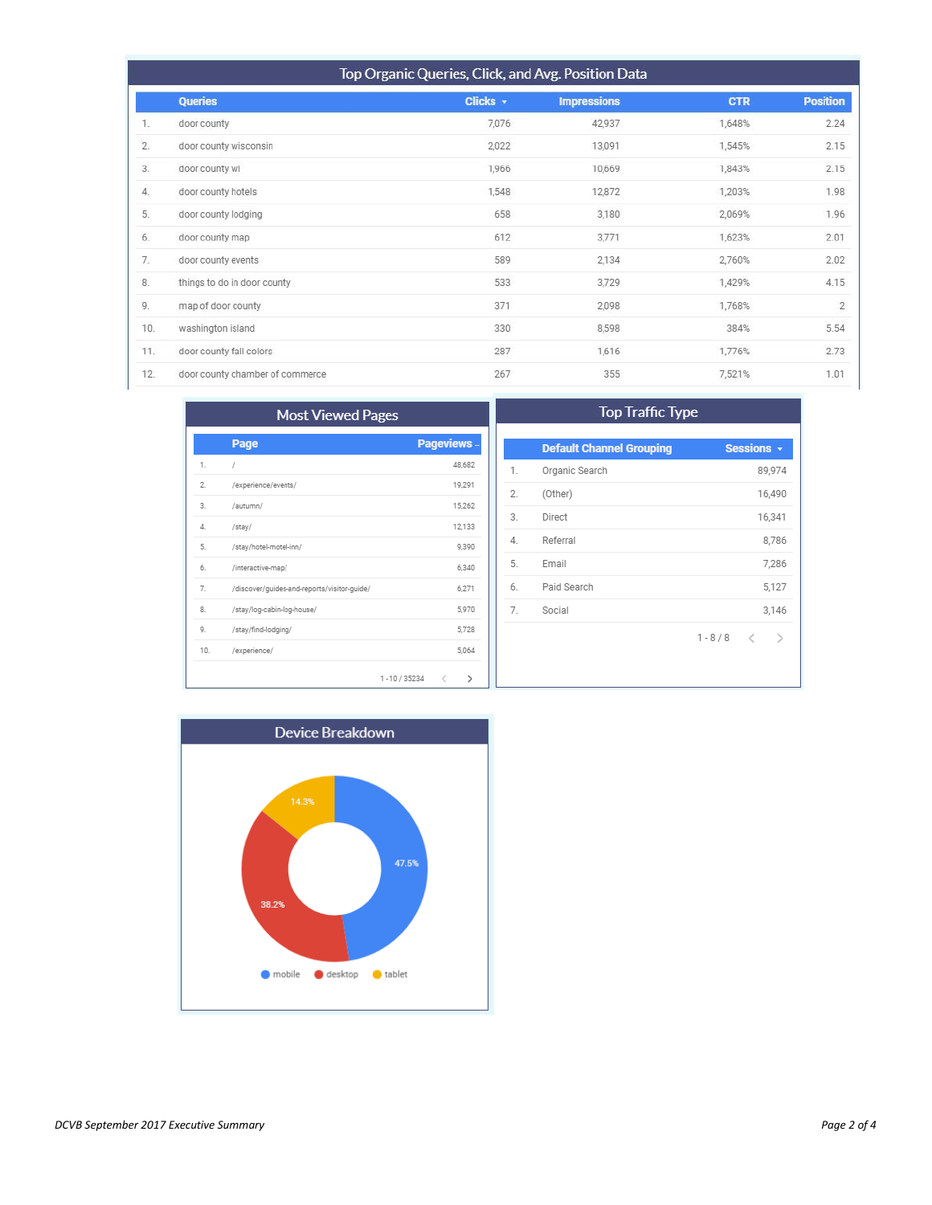## Top Organic Queries, Click, and Avg. Position Data

| | Queries | Clicks ▾ | Impressions | CTR | Position |
|---|---|---|---|---|---|
| 1. | door county | 7,076 | 42,937 | 1,648% | 2.24 |
| 2. | door county wisconsin | 2,022 | 13,091 | 1,545% | 2.15 |
| 3. | door county wi | 1,966 | 10,669 | 1,843% | 2.15 |
| 4. | door county hotels | 1,548 | 12,872 | 1,203% | 1.98 |
| 5. | door county lodging | 658 | 3,180 | 2,069% | 1.96 |
| 6. | door county map | 612 | 3,771 | 1,623% | 2.01 |
| 7. | door county events | 589 | 2,134 | 2,760% | 2.02 |
| 8. | things to do in door county | 533 | 3,729 | 1,429% | 4.15 |
| 9. | map of door county | 371 | 2,098 | 1,768% | 2 |
| 10. | washington island | 330 | 8,598 | 384% | 5.54 |
| 11. | door county fall colors | 287 | 1,616 | 1,776% | 2.73 |
| 12. | door county chamber of commerce | 267 | 355 | 7,521% | 1.01 |

## Most Viewed Pages

| | Page | Pageviews |
|---|---|---|
| 1. | / | 48,682 |
| 2. | /experience/events/ | 19,291 |
| 3. | /autumn/ | 15,262 |
| 4. | /stay/ | 12,133 |
| 5. | /stay/hotel-motel-inn/ | 9,390 |
| 6. | /interactive-map/ | 6,340 |
| 7. | /discover/guides-and-reports/visitor-guide/ | 6,271 |
| 8. | /stay/log-cabin-log-house/ | 5,970 |
| 9. | /stay/find-lodging/ | 5,728 |
| 10. | /experience/ | 5,064 |

1 - 10 / 35234

## Top Traffic Type

| | Default Channel Grouping | Sessions ▾ |
|---|---|---|
| 1. | Organic Search | 89,974 |
| 2. | (Other) | 16,490 |
| 3. | Direct | 16,341 |
| 4. | Referral | 8,786 |
| 5. | Email | 7,286 |
| 6. | Paid Search | 5,127 |
| 7. | Social | 3,146 |

1 - 8 / 8

## Device Breakdown

| Device | Share |
|---|---|
| mobile | 47.5% |
| desktop | 38.2% |
| tablet | 14.3% |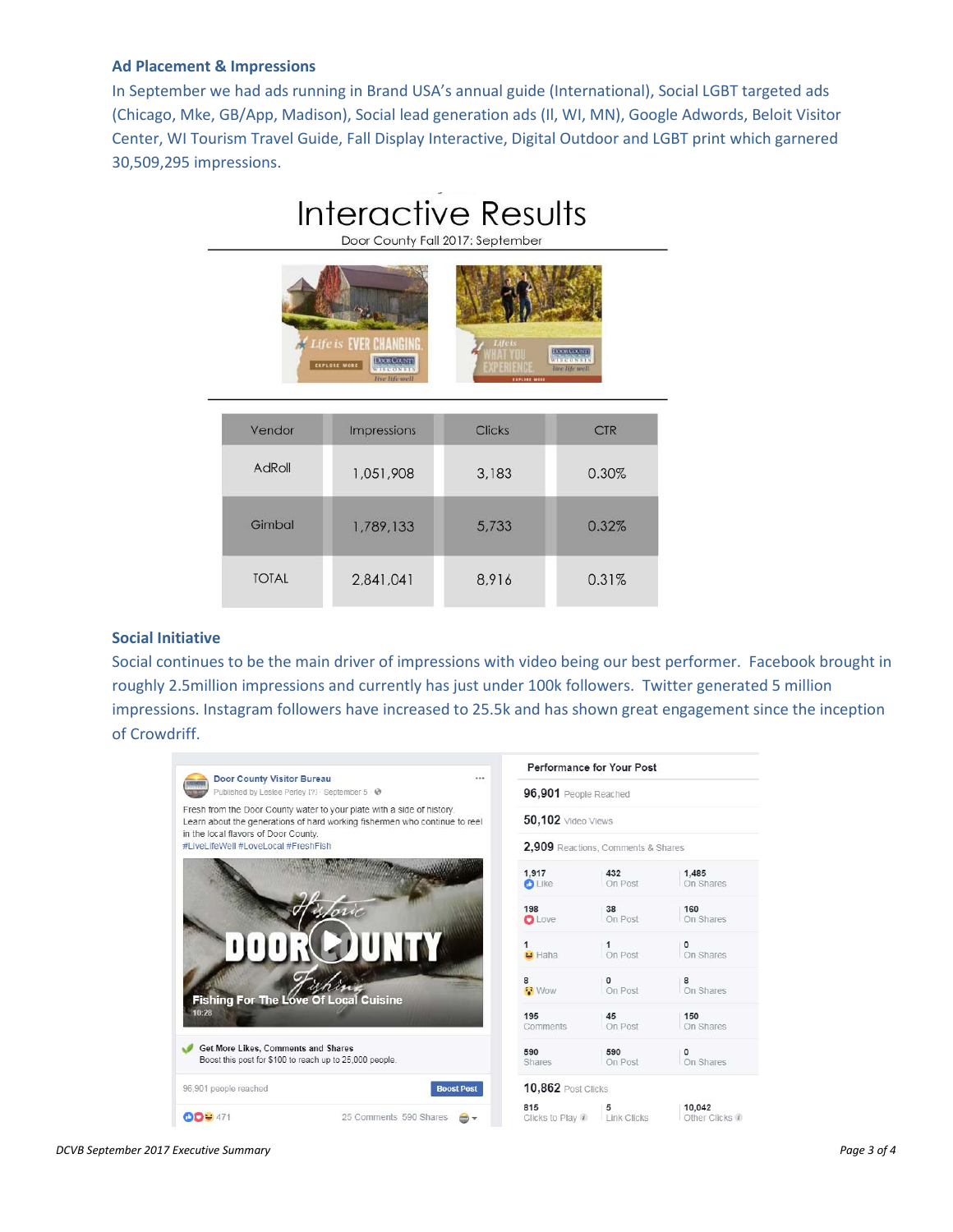**Ad Placement & Impressions**

In September we had ads running in Brand USA's annual guide (International), Social LGBT targeted ads (Chicago, Mke, GB/App, Madison), Social lead generation ads (Il, WI, MN), Google Adwords, Beloit Visitor Center, WI Tourism Travel Guide, Fall Display Interactive, Digital Outdoor and LGBT print which garnered 30,509,295 impressions.

## Interactive Results

Door County Fall 2017: September

| Vendor | Impressions | Clicks | CTR |
|---|---|---|---|
| AdRoll | 1,051,908 | 3,183 | 0.30% |
| Gimbal | 1,789,133 | 5,733 | 0.32% |
| TOTAL | 2,841,041 | 8,916 | 0.31% |

**Social Initiative**

Social continues to be the main driver of impressions with video being our best performer. Facebook brought in roughly 2.5million impressions and currently has just under 100k followers. Twitter generated 5 million impressions. Instagram followers have increased to 25.5k and has shown great engagement since the inception of Crowdriff.

Door County Visitor Bureau
Published by Leslee Perley [?] · September 5

Fresh from the Door County water to your plate with a side of history. Learn about the generations of hard working fishermen who continue to reel in the local flavors of Door County.
#LiveLifeWell #LoveLocal #FreshFish

Historic Door County Fishing — Fishing For The Love Of Local Cuisine 10:28

Get More Likes, Comments and Shares
Boost this post for $100 to reach up to 25,000 people.

96,901 people reached — Boost Post

471 — 25 Comments 590 Shares

**Performance for Your Post**

96,901 People Reached

50,102 Video Views

2,909 Reactions, Comments & Shares

| | On Post | On Shares |
|---|---|---|
| 1,917 Like | 432 | 1,485 |
| 198 Love | 38 | 160 |
| 1 Haha | 1 | 0 |
| 8 Wow | 0 | 8 |
| 195 Comments | 45 | 150 |
| 590 Shares | 590 | 0 |

10,862 Post Clicks

| 815 | 5 | 10,042 |
|---|---|---|
| Clicks to Play | Link Clicks | Other Clicks |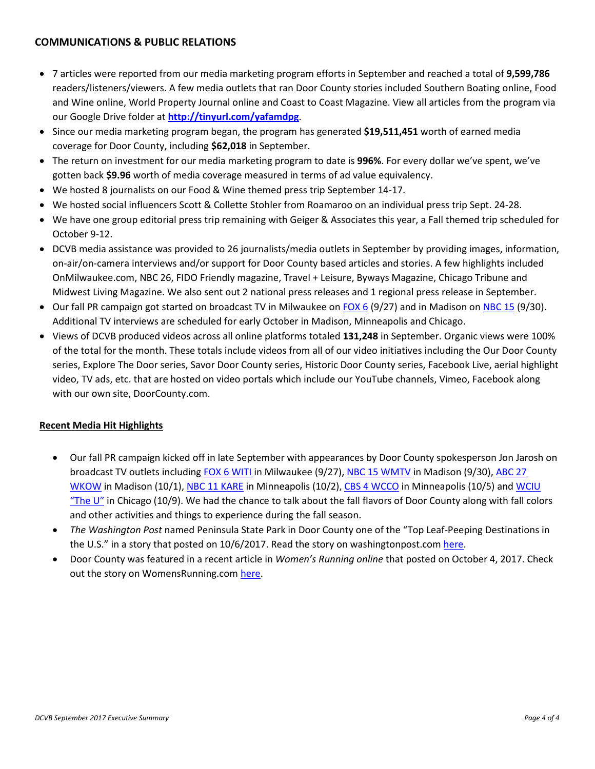## COMMUNICATIONS & PUBLIC RELATIONS

- 7 articles were reported from our media marketing program efforts in September and reached a total of **9,599,786** readers/listeners/viewers. A few media outlets that ran Door County stories included Southern Boating online, Food and Wine online, World Property Journal online and Coast to Coast Magazine. View all articles from the program via our Google Drive folder at **http://tinyurl.com/yafamdpg**.
- Since our media marketing program began, the program has generated **$19,511,451** worth of earned media coverage for Door County, including **$62,018** in September.
- The return on investment for our media marketing program to date is **996%**. For every dollar we've spent, we've gotten back **$9.96** worth of media coverage measured in terms of ad value equivalency.
- We hosted 8 journalists on our Food & Wine themed press trip September 14-17.
- We hosted social influencers Scott & Collette Stohler from Roamaroo on an individual press trip Sept. 24-28.
- We have one group editorial press trip remaining with Geiger & Associates this year, a Fall themed trip scheduled for October 9-12.
- DCVB media assistance was provided to 26 journalists/media outlets in September by providing images, information, on-air/on-camera interviews and/or support for Door County based articles and stories. A few highlights included OnMilwaukee.com, NBC 26, FIDO Friendly magazine, Travel + Leisure, Byways Magazine, Chicago Tribune and Midwest Living Magazine. We also sent out 2 national press releases and 1 regional press release in September.
- Our fall PR campaign got started on broadcast TV in Milwaukee on FOX 6 (9/27) and in Madison on NBC 15 (9/30). Additional TV interviews are scheduled for early October in Madison, Minneapolis and Chicago.
- Views of DCVB produced videos across all online platforms totaled **131,248** in September. Organic views were 100% of the total for the month. These totals include videos from all of our video initiatives including the Our Door County series, Explore The Door series, Savor Door County series, Historic Door County series, Facebook Live, aerial highlight video, TV ads, etc. that are hosted on video portals which include our YouTube channels, Vimeo, Facebook along with our own site, DoorCounty.com.

### Recent Media Hit Highlights

- Our fall PR campaign kicked off in late September with appearances by Door County spokesperson Jon Jarosh on broadcast TV outlets including FOX 6 WITI in Milwaukee (9/27), NBC 15 WMTV in Madison (9/30), ABC 27 WKOW in Madison (10/1), NBC 11 KARE in Minneapolis (10/2), CBS 4 WCCO in Minneapolis (10/5) and WCIU "The U" in Chicago (10/9). We had the chance to talk about the fall flavors of Door County along with fall colors and other activities and things to experience during the fall season.
- *The Washington Post* named Peninsula State Park in Door County one of the "Top Leaf-Peeping Destinations in the U.S." in a story that posted on 10/6/2017. Read the story on washingtonpost.com here.
- Door County was featured in a recent article in *Women's Running online* that posted on October 4, 2017. Check out the story on WomensRunning.com here.